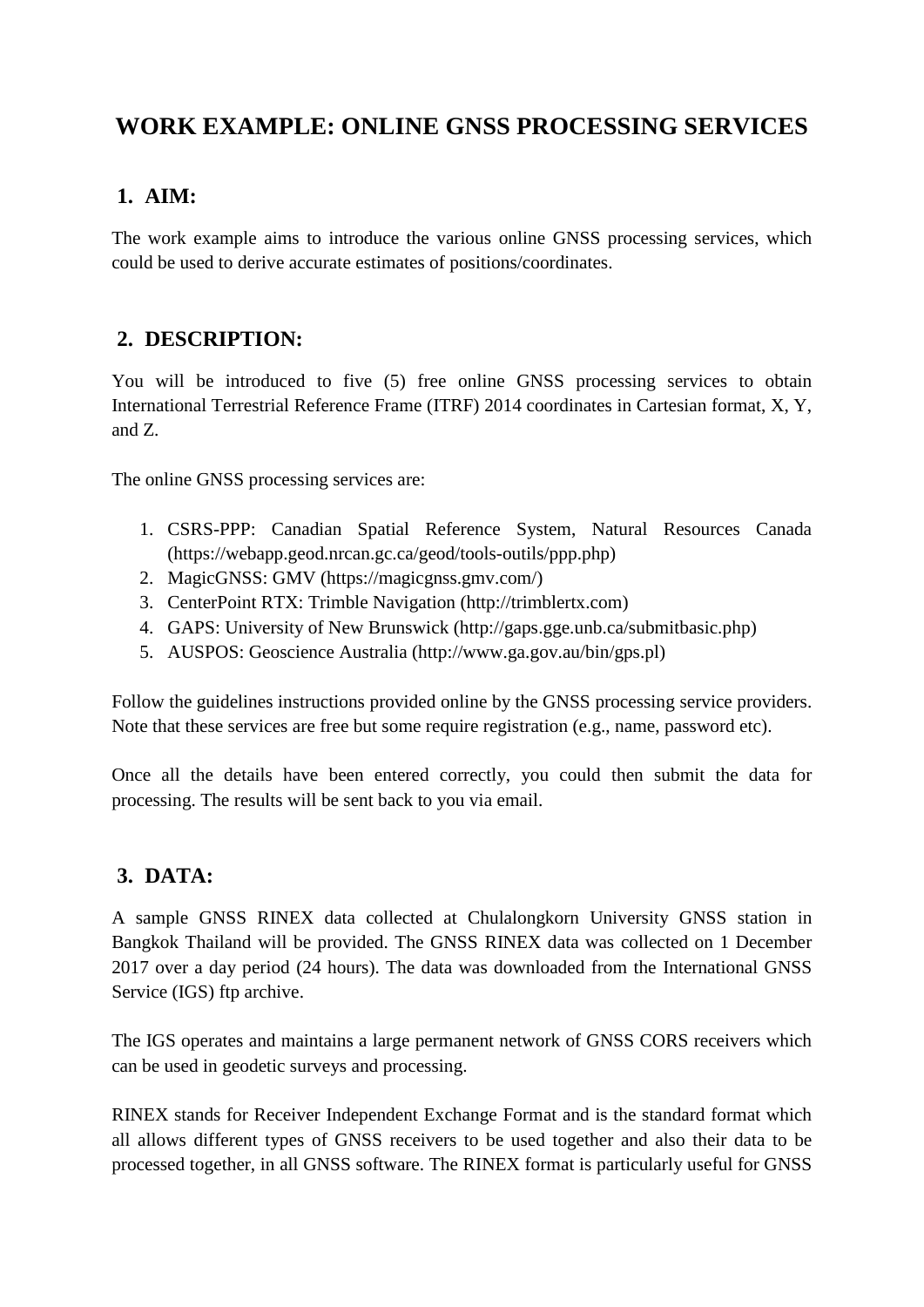# WORK EXAMPLE: ONLINE GNSS PROCESSING SERVICES

## 1. AIM:

The work example aims to introduce the various online GNSS processing services, which could be used to derive accurate estimates of positions/coordinates.

## 2. DESCRIPTION:

You will be introduced to five (5) free online GNSS processing services to obtain International Terrestrial Reference Frame (ITRF) 2014 coordinates in Cartesian format, X, Y, and Z.

The online GNSS processing services are:

1. CSRS-PPP: Canadian Spatial Reference System, Natural Resources Canada (https://webapp.geod.nrcan.gc.ca/geod/tools-outils/ppp.php)
2. MagicGNSS: GMV (https://magicgnss.gmv.com/)
3. CenterPoint RTX: Trimble Navigation (http://trimblertx.com)
4. GAPS: University of New Brunswick (http://gaps.gge.unb.ca/submitbasic.php)
5. AUSPOS: Geoscience Australia (http://www.ga.gov.au/bin/gps.pl)

Follow the guidelines instructions provided online by the GNSS processing service providers. Note that these services are free but some require registration (e.g., name, password etc).

Once all the details have been entered correctly, you could then submit the data for processing. The results will be sent back to you via email.

## 3. DATA:

A sample GNSS RINEX data collected at Chulalongkorn University GNSS station in Bangkok Thailand will be provided. The GNSS RINEX data was collected on 1 December 2017 over a day period (24 hours). The data was downloaded from the International GNSS Service (IGS) ftp archive.

The IGS operates and maintains a large permanent network of GNSS CORS receivers which can be used in geodetic surveys and processing.

RINEX stands for Receiver Independent Exchange Format and is the standard format which all allows different types of GNSS receivers to be used together and also their data to be processed together, in all GNSS software. The RINEX format is particularly useful for GNSS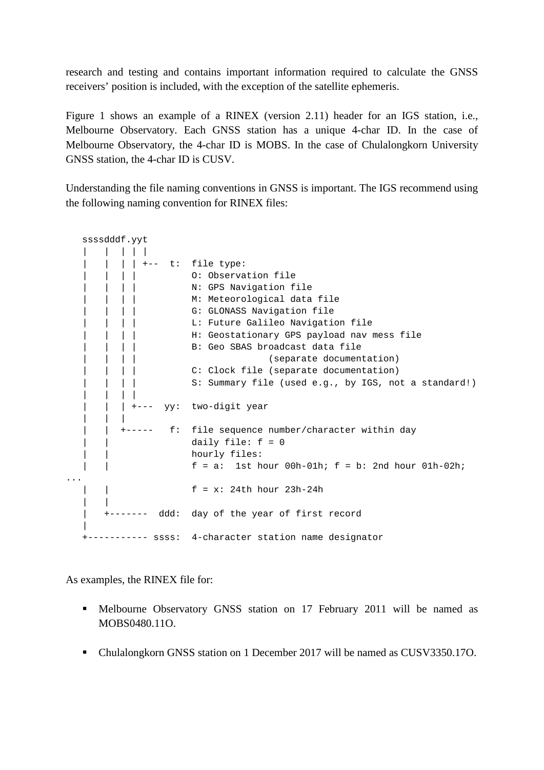research and testing and contains important information required to calculate the GNSS receivers' position is included, with the exception of the satellite ephemeris.

Figure 1 shows an example of a RINEX (version 2.11) header for an IGS station, i.e., Melbourne Observatory. Each GNSS station has a unique 4-char ID. In the case of Melbourne Observatory, the 4-char ID is MOBS. In the case of Chulalongkorn University GNSS station, the 4-char ID is CUSV.

Understanding the file naming conventions in GNSS is important. The IGS recommend using the following naming convention for RINEX files:

```
   ssssdddf.yyt
   |   |  | | |
   |   |  | | +--  t:  file type:
   |   |  | |          O: Observation file
   |   |  | |          N: GPS Navigation file
   |   |  | |          M: Meteorological data file
   |   |  | |          G: GLONASS Navigation file
   |   |  | |          L: Future Galileo Navigation file
   |   |  | |          H: Geostationary GPS payload nav mess file
   |   |  | |          B: Geo SBAS broadcast data file
   |   |  | |                      (separate documentation)
   |   |  | |          C: Clock file (separate documentation)
   |   |  | |          S: Summary file (used e.g., by IGS, not a standard!)
   |   |  | |
   |   |  | +---  yy:  two-digit year
   |   |  |
   |   |  +-----   f:  file sequence number/character within day
   |   |               daily file: f = 0
   |   |               hourly files:
   |   |               f = a:  1st hour 00h-01h; f = b: 2nd hour 01h-02h;
...
   |   |               f = x: 24th hour 23h-24h
   |   |
   |   +-------  ddd:  day of the year of first record
   |
   +----------- ssss:  4-character station name designator
```

As examples, the RINEX file for:

- Melbourne Observatory GNSS station on 17 February 2011 will be named as MOBS0480.11O.
- Chulalongkorn GNSS station on 1 December 2017 will be named as CUSV3350.17O.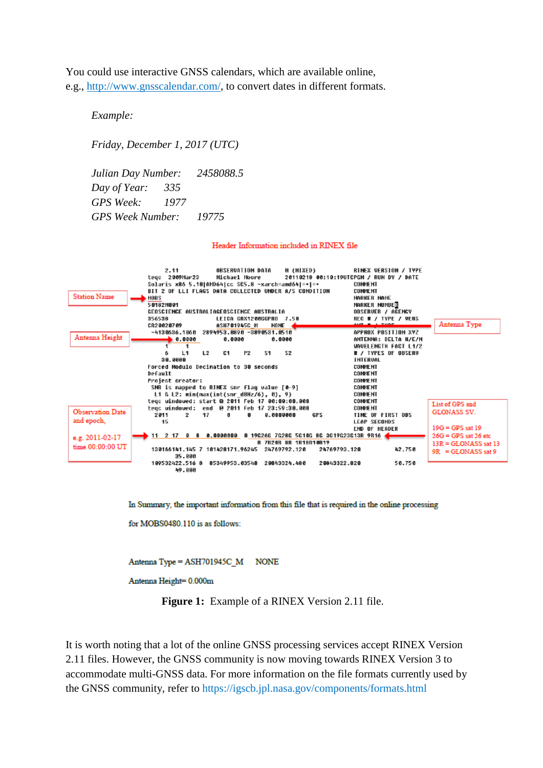You could use interactive GNSS calendars, which are available online, e.g., http://www.gnsscalendar.com/, to convert dates in different formats.

*Example:*

*Friday, December 1, 2017 (UTC)*

*Julian Day Number:* 2458088.5
*Day of Year:* 335
*GPS Week:* 1977
*GPS Week Number:* 19775

Header Information included in RINEX file

```
     2.11           OBSERVATION DATA    M (MIXED)           RINEX VERSION / TYPE
teqc  2009Mar23     Michael Moore       20110218 00:10:19UTCPGM / RUN BY / DATE
Solaris x86 5.10|AMD64|cc SC5.8 -xarch=amd64|=+|=+          COMMENT
BIT 2 OF LLI FLAGS DATA COLLECTED UNDER A/S CONDITION       COMMENT
MOBS                                                        MARKER NAME
50182M001                                                   MARKER NUMBER
GEOSCIENCE AUSTRALIAGEOSCIENCE AUSTRALIA                    OBSERVER / AGENCY
356538              LEICA GRX1200GGPRO  7.50                REC # / TYPE / VERS
CR20020709          ASH701945C_M    NONE                    ANT # / TYPE
 -4130636.1860  2894953.0890 -3890531.0510                  APPROX POSITION XYZ
        0.0000        0.0000        0.0000                  ANTENNA: DELTA H/E/N
     1     1                                                WAVELENGTH FACT L1/2
     6    L1    L2    C1    P2    S1    S2                  # / TYPES OF OBSERV
    30.0000                                                 INTERVAL
Forced Modulo Decimation to 30 seconds                      COMMENT
Default                                                     COMMENT
Project creator:                                            COMMENT
 SNR is mapped to RINEX snr flag value [0-9]                COMMENT
  L1 & L2: min(max(int(snr_dBHz/6), 0), 9)                  COMMENT
teqc windowed: start @ 2011 Feb 17 00:00:00.000             COMMENT
teqc windowed:   end @ 2011 Feb 17 23:59:30.000             COMMENT
  2011     2    17     0     0    0.0000000     GPS         TIME OF FIRST OBS
    15                                                      LEAP SECONDS
                                                            END OF HEADER
 11  2 17  0  0  0.0000000  0 19G26G 7G28G 5G10G 8G 3G19G23G13R 9R16
                                R 7R20R 8R 1R18R10R19
 130166141.145 7 101428171.96245  24769792.120    24769793.120          42.750
      35.000
 109532422.516 8  85349953.03548  20843324.480    20843322.020          50.750
      49.000
```

Station Name

Antenna Height

Antenna Type

Observation Date and epoch,

e.g. 2011-02-17 time 00:00:00 UT

List of GPS and GLONASS SV.

19G = GPS sat 19
26G = GPS sat 26 etc
13R = GLONASS sat 13
9R = GLONASS sat 9

In Summary, the important information from this file that is required in the online processing for MOBS0480.110 is as follows:

Antenna Type = ASH701945C_M NONE

Antenna Height= 0.000m

**Figure 1:** Example of a RINEX Version 2.11 file.

It is worth noting that a lot of the online GNSS processing services accept RINEX Version 2.11 files. However, the GNSS community is now moving towards RINEX Version 3 to accommodate multi-GNSS data. For more information on the file formats currently used by the GNSS community, refer to https://igscb.jpl.nasa.gov/components/formats.html